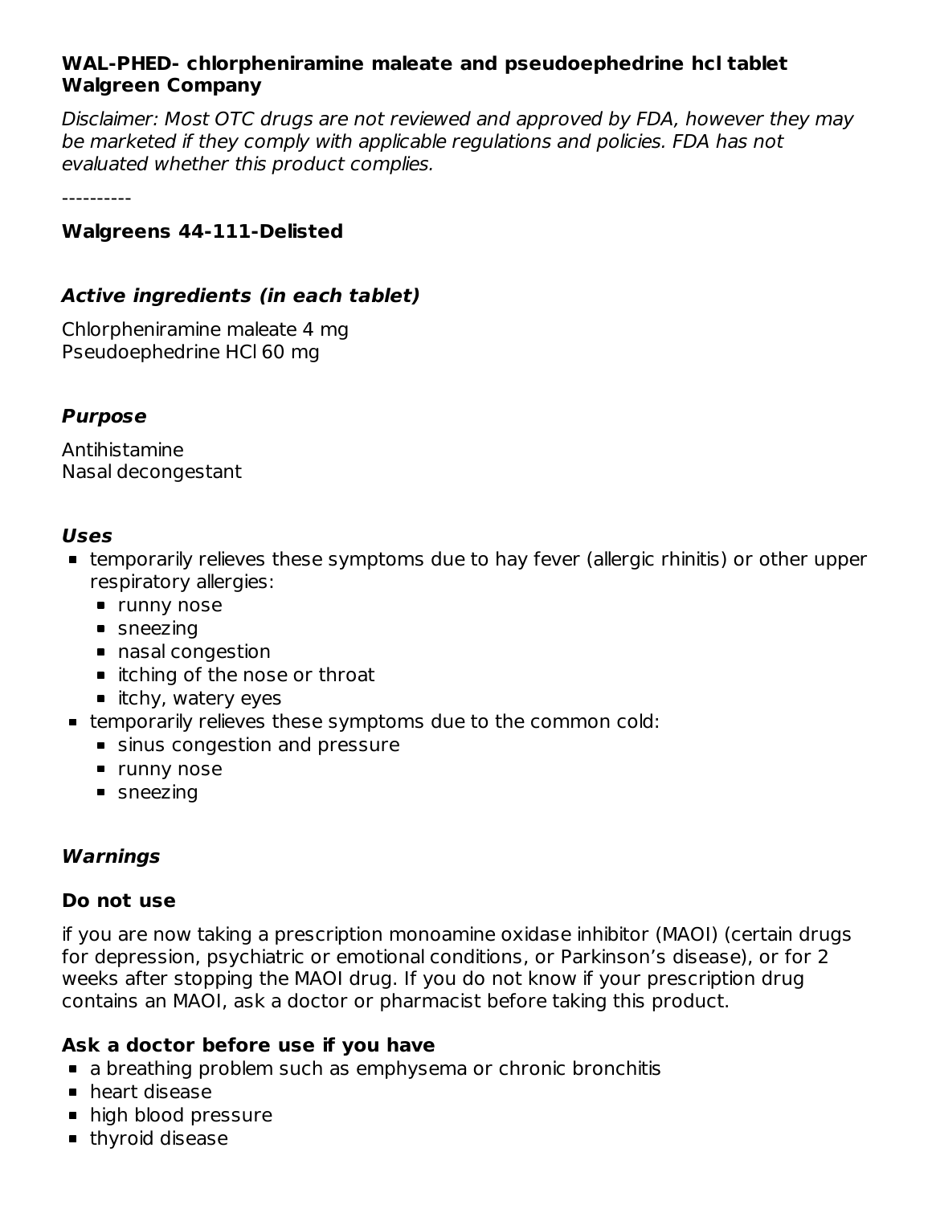**WAL-PHED- chlorpheniramine maleate and pseudoephedrine hcl tablet**
**Walgreen Company**

*Disclaimer: Most OTC drugs are not reviewed and approved by FDA, however they may be marketed if they comply with applicable regulations and policies. FDA has not evaluated whether this product complies.*

----------

**Walgreens 44-111-Delisted**

### *Active ingredients (in each tablet)*

Chlorpheniramine maleate 4 mg
Pseudoephedrine HCl 60 mg

### *Purpose*

Antihistamine
Nasal decongestant

### *Uses*

- temporarily relieves these symptoms due to hay fever (allergic rhinitis) or other upper respiratory allergies:
  - runny nose
  - sneezing
  - nasal congestion
  - itching of the nose or throat
  - itchy, watery eyes
- temporarily relieves these symptoms due to the common cold:
  - sinus congestion and pressure
  - runny nose
  - sneezing

### *Warnings*

**Do not use**

if you are now taking a prescription monoamine oxidase inhibitor (MAOI) (certain drugs for depression, psychiatric or emotional conditions, or Parkinson's disease), or for 2 weeks after stopping the MAOI drug. If you do not know if your prescription drug contains an MAOI, ask a doctor or pharmacist before taking this product.

**Ask a doctor before use if you have**

- a breathing problem such as emphysema or chronic bronchitis
- heart disease
- high blood pressure
- thyroid disease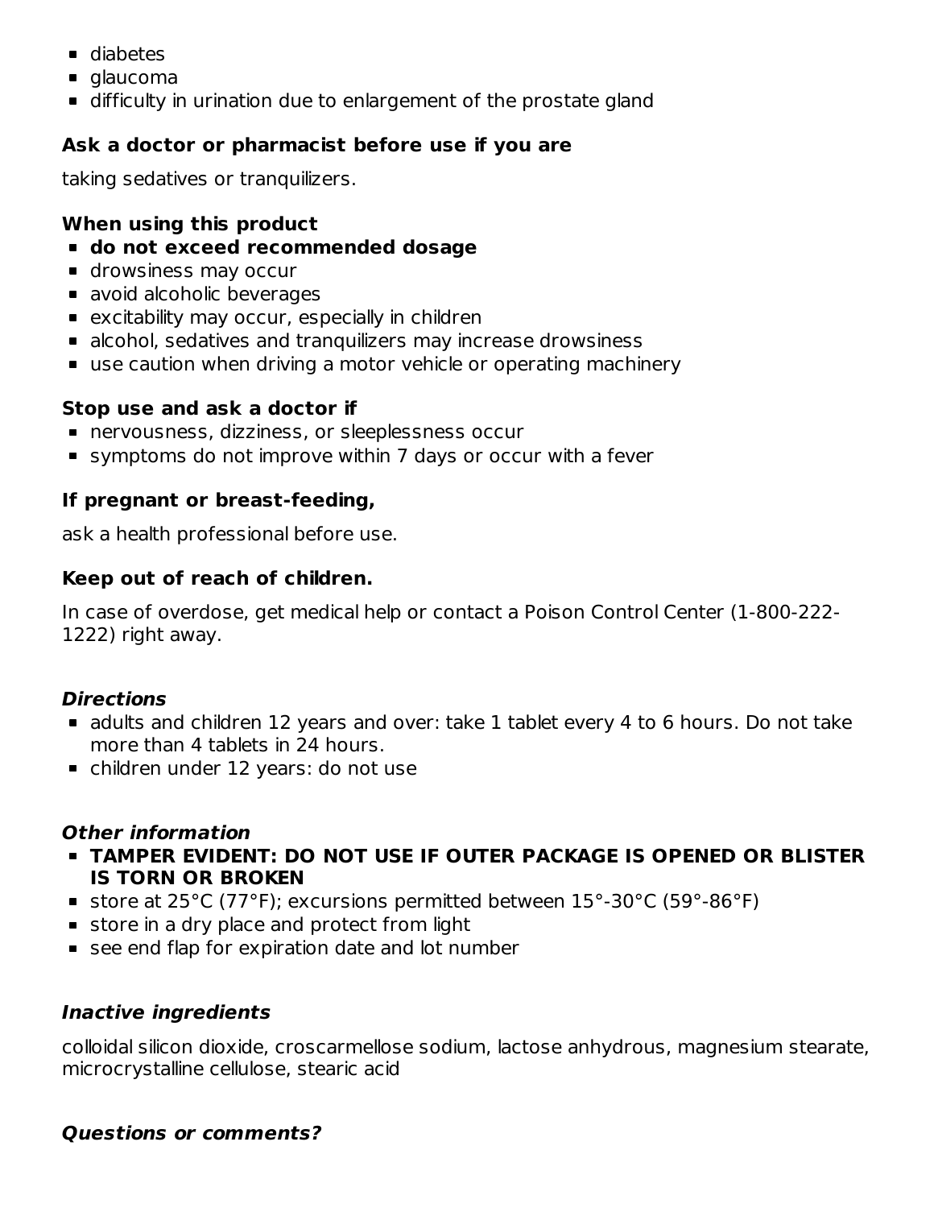- diabetes
- glaucoma
- difficulty in urination due to enlargement of the prostate gland

**Ask a doctor or pharmacist before use if you are**

taking sedatives or tranquilizers.

**When using this product**

- **do not exceed recommended dosage**
- drowsiness may occur
- avoid alcoholic beverages
- excitability may occur, especially in children
- alcohol, sedatives and tranquilizers may increase drowsiness
- use caution when driving a motor vehicle or operating machinery

**Stop use and ask a doctor if**

- nervousness, dizziness, or sleeplessness occur
- symptoms do not improve within 7 days or occur with a fever

**If pregnant or breast-feeding,**

ask a health professional before use.

**Keep out of reach of children.**

In case of overdose, get medical help or contact a Poison Control Center (1-800-222-1222) right away.

***Directions***

- adults and children 12 years and over: take 1 tablet every 4 to 6 hours. Do not take more than 4 tablets in 24 hours.
- children under 12 years: do not use

***Other information***

- **TAMPER EVIDENT: DO NOT USE IF OUTER PACKAGE IS OPENED OR BLISTER IS TORN OR BROKEN**
- store at 25°C (77°F); excursions permitted between 15°-30°C (59°-86°F)
- store in a dry place and protect from light
- see end flap for expiration date and lot number

***Inactive ingredients***

colloidal silicon dioxide, croscarmellose sodium, lactose anhydrous, magnesium stearate, microcrystalline cellulose, stearic acid

***Questions or comments?***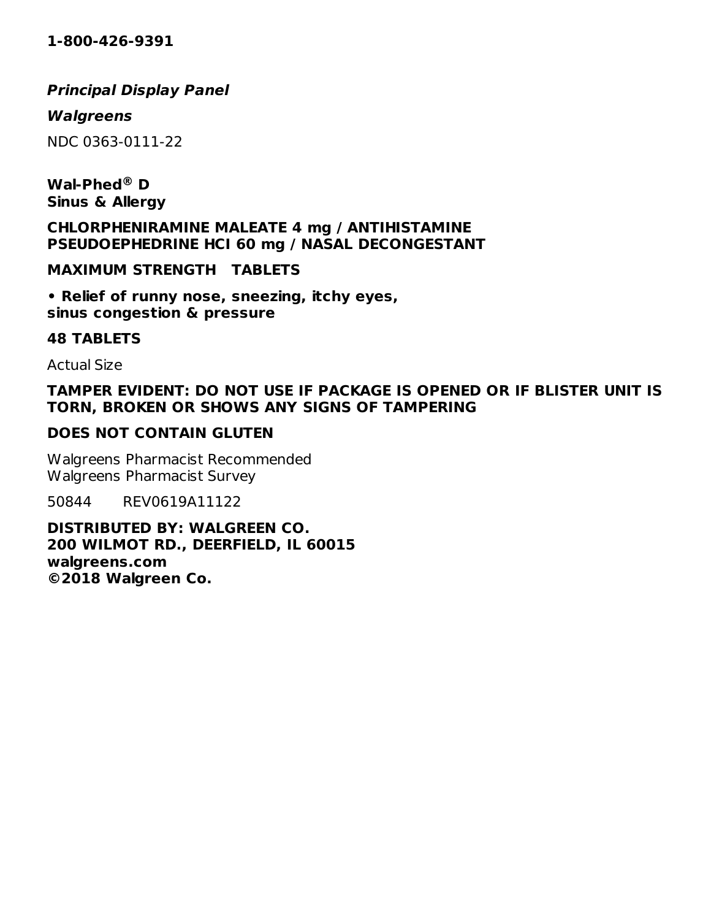**1-800-426-9391**

***Principal Display Panel***

***Walgreens***

NDC 0363-0111-22

**Wal-Phed® D**
**Sinus & Allergy**

**CHLORPHENIRAMINE MALEATE 4 mg / ANTIHISTAMINE**
**PSEUDOEPHEDRINE HCl 60 mg / NASAL DECONGESTANT**

**MAXIMUM STRENGTH   TABLETS**

**• Relief of runny nose, sneezing, itchy eyes, sinus congestion & pressure**

**48 TABLETS**

Actual Size

**TAMPER EVIDENT: DO NOT USE IF PACKAGE IS OPENED OR IF BLISTER UNIT IS TORN, BROKEN OR SHOWS ANY SIGNS OF TAMPERING**

**DOES NOT CONTAIN GLUTEN**

Walgreens Pharmacist Recommended
Walgreens Pharmacist Survey

50844    REV0619A11122

**DISTRIBUTED BY: WALGREEN CO.**
**200 WILMOT RD., DEERFIELD, IL 60015**
**walgreens.com**
**©2018 Walgreen Co.**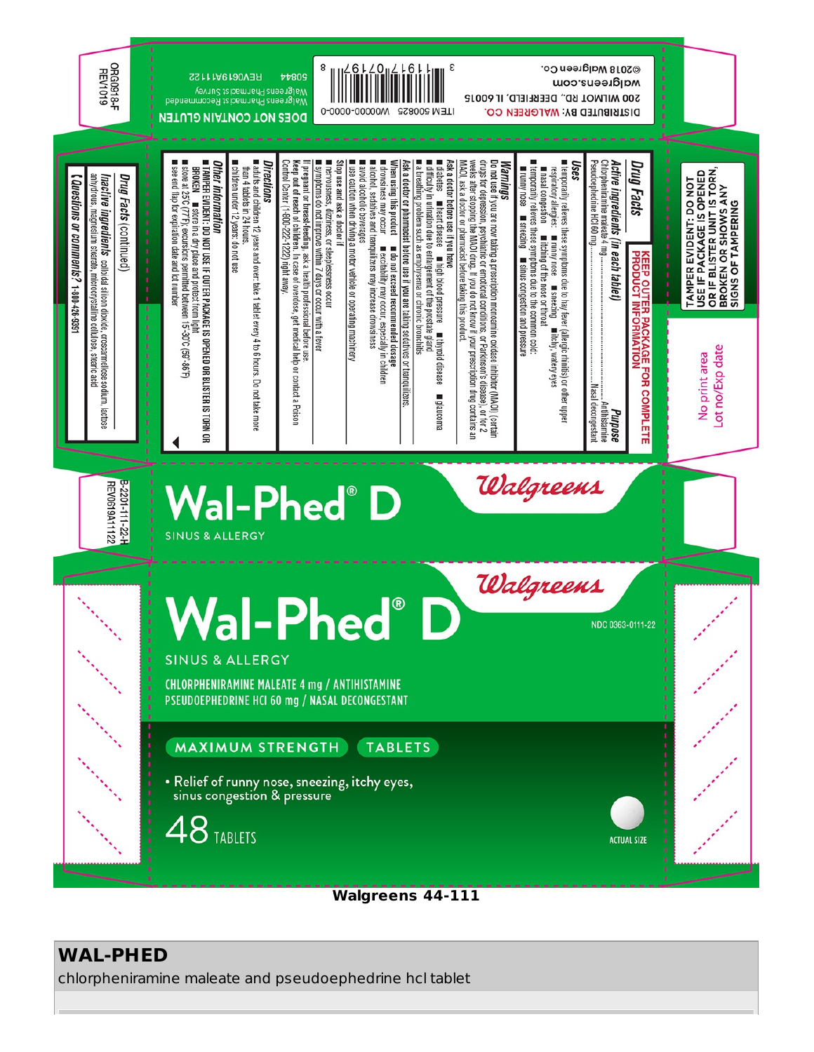TAMPER EVIDENT: DO NOT USE IF PACKAGE IS OPENED OR IF BLISTER UNIT IS TORN, BROKEN OR SHOWS ANY SIGNS OF TAMPERING

No print area
Lot no/Exp date

KEEP OUTER PACKAGE FOR COMPLETE PRODUCT INFORMATION

## Drug Facts

| Active ingredients (in each tablet) | Purpose |
|---|---|
| Chlorpheniramine maleate 4 mg | Antihistamine |
| Pseudoephedrine HCl 60 mg | Nasal decongestant |

**Uses**

- temporarily relieves these symptoms due to hay fever (allergic rhinitis) or other upper respiratory allergies:
  - runny nose
  - sneezing
  - itchy, watery eyes
  - nasal congestion
  - itching of the nose or throat
- temporarily relieves these symptoms due to the common cold:
  - runny nose
  - sneezing
  - sinus congestion and pressure

**Warnings**

**Do not use** if you are now taking a prescription monoamine oxidase inhibitor (MAOI) (certain drugs for depression, psychiatric or emotional conditions, or Parkinson's disease), or for 2 weeks after stopping the MAOI drug. If you do not know if your prescription drug contains an MAOI, ask a doctor or pharmacist before taking this product.

**Ask a doctor before use if you have**

- diabetes
- heart disease
- high blood pressure
- thyroid disease
- glaucoma
- difficulty in urination due to enlargement of the prostate gland
- a breathing problem such as emphysema or chronic bronchitis

**Ask a doctor or pharmacist before use if you are** taking sedatives or tranquilizers.

**When using this product**

- do not exceed recommended dosage
- drowsiness may occur
- excitability may occur, especially in children
- alcohol, sedatives and tranquilizers may increase drowsiness
- avoid alcoholic beverages
- use caution when driving a motor vehicle or operating machinery

**Stop use and ask a doctor if**

- nervousness, dizziness, or sleeplessness occur
- symptoms do not improve within 7 days or occur with a fever

**If pregnant or breast-feeding,** ask a health professional before use.

**Keep out of reach of children.** In case of overdose, get medical help or contact a Poison Control Center (1-800-222-1222) right away.

**Directions**

- adults and children 12 years and over: take 1 tablet every 4 to 6 hours. Do not take more than 4 tablets in 24 hours.
- children under 12 years: do not use

**Other information**

- **TAMPER EVIDENT: DO NOT USE IF OUTER PACKAGE IS OPENED OR BLISTER IS TORN OR BROKEN**
- store in a dry place and protect from light
- store at 25°C (77°F); excursions permitted between 15-30°C (59°-86°F)
- see end flap for expiration date and lot number

## Drug Facts (continued)

**Inactive ingredients** colloidal silicon dioxide, croscarmellose sodium, lactose anhydrous, magnesium stearate, microcrystalline cellulose, stearic acid

**Questions or comments?** 1-800-426-9391

ORG0918-F
REV1019

DOES NOT CONTAIN GLUTEN

Walgreens Pharmacist Recommended
Walgreens Pharmacist Survey

50844 REV0619A11122

ITEM 500825 W00000-0000-0

3 11917 07197 8

DISTRIBUTED BY: WALGREEN CO.
200 WILMOT RD., DEERFIELD, IL 60015
walgreens.com
©2018 Walgreen Co.

B-2201-111-22-H
REV0619A11122

Walgreens

# Wal-Phed® D

SINUS & ALLERGY

NDC 0363-0111-22

CHLORPHENIRAMINE MALEATE 4 mg / ANTIHISTAMINE
PSEUDOEPHEDRINE HCl 60 mg / NASAL DECONGESTANT

MAXIMUM STRENGTH TABLETS

- Relief of runny nose, sneezing, itchy eyes, sinus congestion & pressure

48 TABLETS

ACTUAL SIZE

**Walgreens 44-111**

## WAL-PHED

chlorpheniramine maleate and pseudoephedrine hcl tablet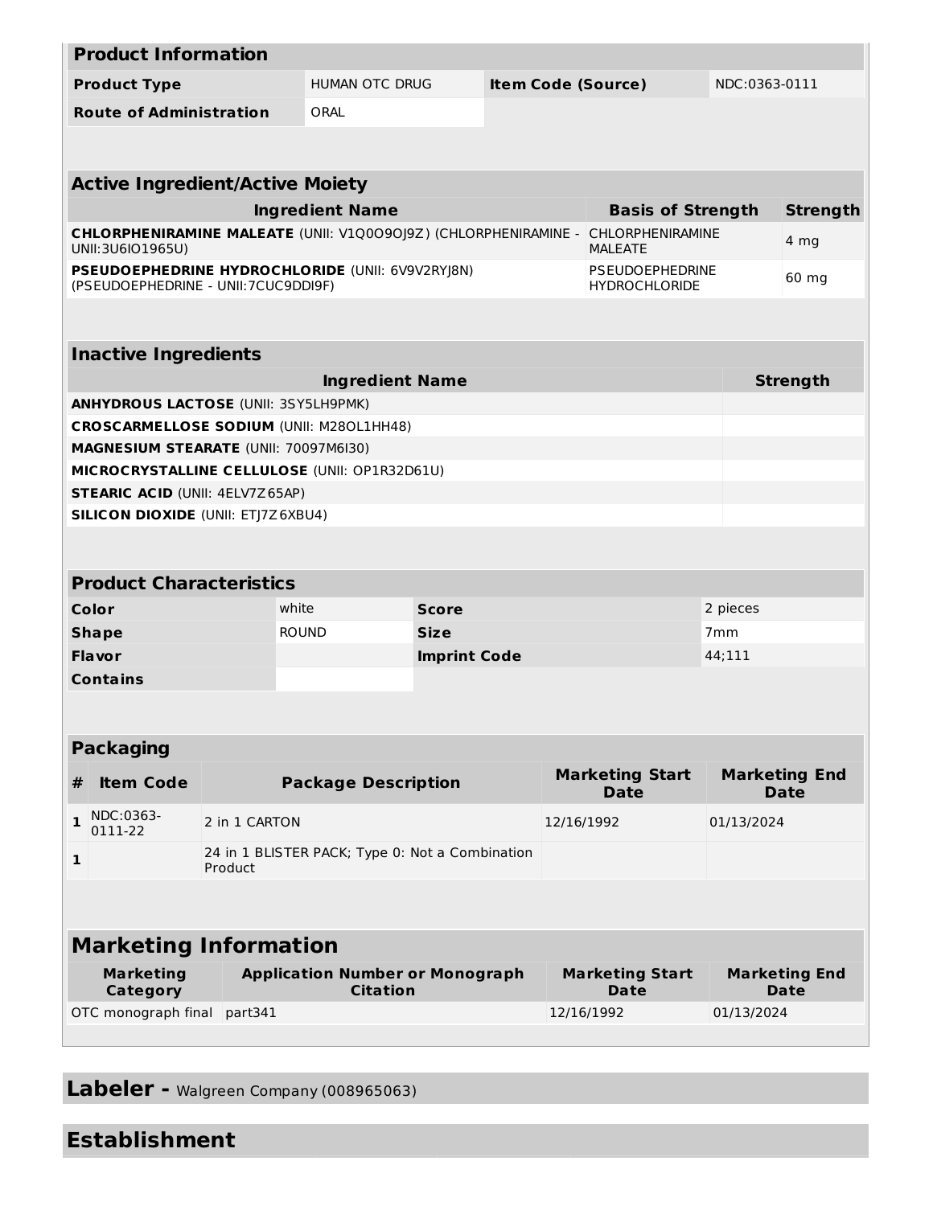## Product Information

| Product Information | | | |
|---|---|---|---|
| **Product Type** | HUMAN OTC DRUG | **Item Code (Source)** | NDC:0363-0111 |
| **Route of Administration** | ORAL | | |

## Active Ingredient/Active Moiety

| Ingredient Name | Basis of Strength | Strength |
|---|---|---|
| **CHLORPHENIRAMINE MALEATE** (UNII: V1Q0O9OJ9Z) (CHLORPHENIRAMINE - UNII:3U6IO1965U) | CHLORPHENIRAMINE MALEATE | 4 mg |
| **PSEUDOEPHEDRINE HYDROCHLORIDE** (UNII: 6V9V2RYJ8N) (PSEUDOEPHEDRINE - UNII:7CUC9DDI9F) | PSEUDOEPHEDRINE HYDROCHLORIDE | 60 mg |

## Inactive Ingredients

| Ingredient Name | Strength |
|---|---|
| **ANHYDROUS LACTOSE** (UNII: 3SY5LH9PMK) | |
| **CROSCARMELLOSE SODIUM** (UNII: M28OL1HH48) | |
| **MAGNESIUM STEARATE** (UNII: 70097M6I30) | |
| **MICROCRYSTALLINE CELLULOSE** (UNII: OP1R32D61U) | |
| **STEARIC ACID** (UNII: 4ELV7Z65AP) | |
| **SILICON DIOXIDE** (UNII: ETJ7Z6XBU4) | |

## Product Characteristics

| Product Characteristics | | | |
|---|---|---|---|
| **Color** | white | **Score** | 2 pieces |
| **Shape** | ROUND | **Size** | 7mm |
| **Flavor** | | **Imprint Code** | 44;111 |
| **Contains** | | | |

## Packaging

| # | Item Code | Package Description | Marketing Start Date | Marketing End Date |
|---|---|---|---|---|
| 1 | NDC:0363-0111-22 | 2 in 1 CARTON | 12/16/1992 | 01/13/2024 |
| 1 | | 24 in 1 BLISTER PACK; Type 0: Not a Combination Product | | |

## Marketing Information

| Marketing Category | Application Number or Monograph Citation | Marketing Start Date | Marketing End Date |
|---|---|---|---|
| OTC monograph final | part341 | 12/16/1992 | 01/13/2024 |

## Labeler - Walgreen Company (008965063)

## Establishment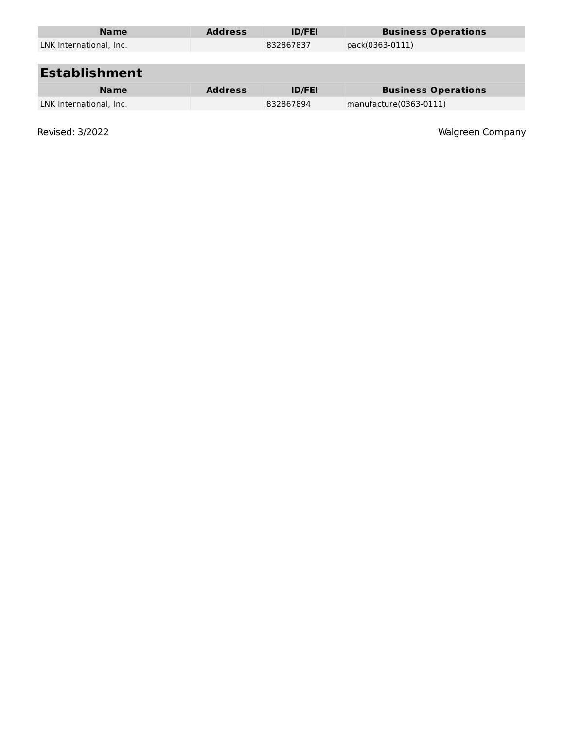| Name | Address | ID/FEI | Business Operations |
| --- | --- | --- | --- |
| LNK International, Inc. | | 832867837 | pack(0363-0111) |

## Establishment

| Name | Address | ID/FEI | Business Operations |
| --- | --- | --- | --- |
| LNK International, Inc. | | 832867894 | manufacture(0363-0111) |

Revised: 3/2022

Walgreen Company